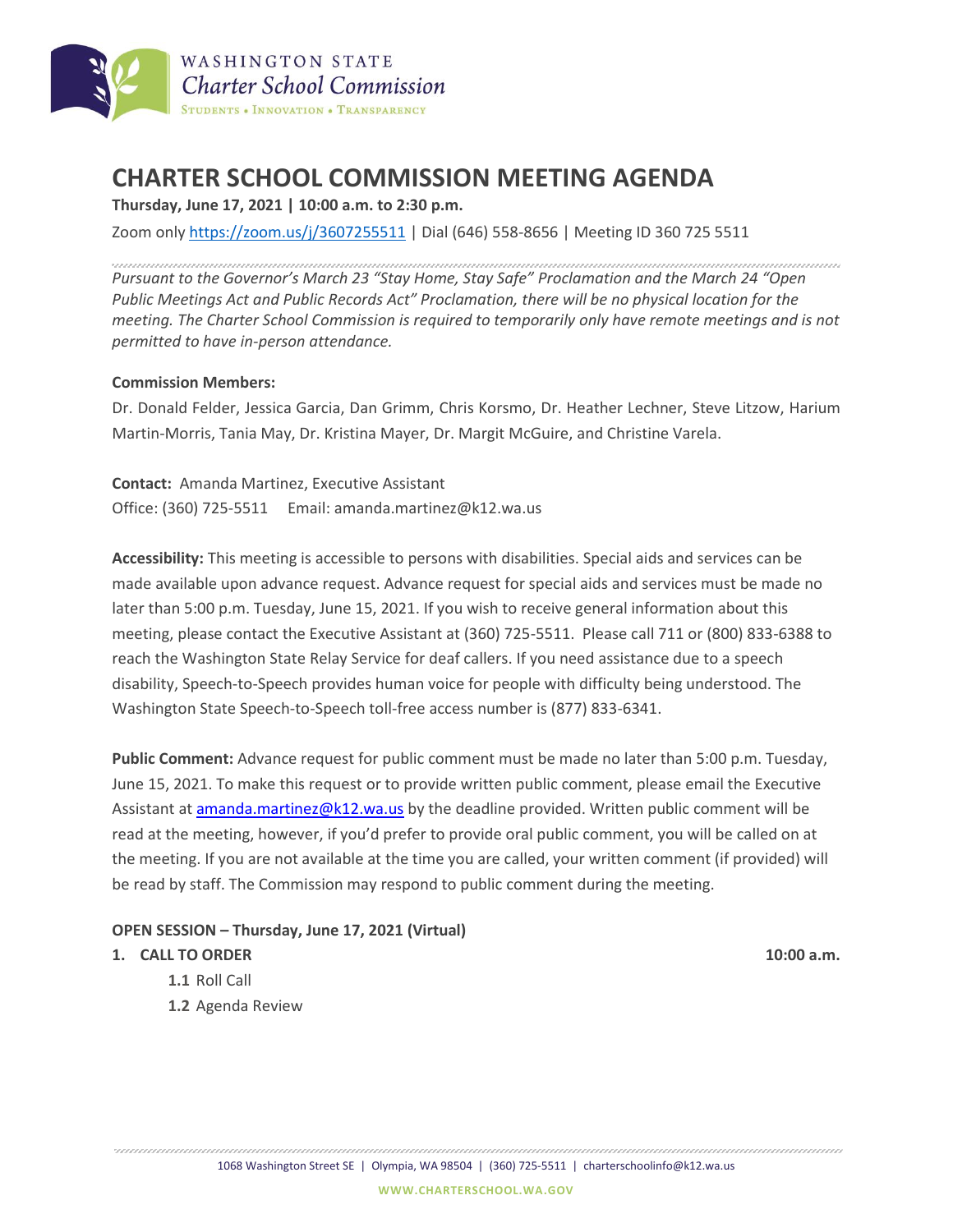# CHARTER SCHOOL COMMISSION MEETING AGENDA

**Thursday, June 17, 2021 | 10:00 a.m. to 2:30 p.m.**

Zoom only https://zoom.us/j/3607255511 | Dial (646) 558-8656 | Meeting ID 360 725 5511

*Pursuant to the Governor's March 23 "Stay Home, Stay Safe" Proclamation and the March 24 "Open Public Meetings Act and Public Records Act" Proclamation, there will be no physical location for the meeting. The Charter School Commission is required to temporarily only have remote meetings and is not permitted to have in-person attendance.*

**Commission Members:**

Dr. Donald Felder, Jessica Garcia, Dan Grimm, Chris Korsmo, Dr. Heather Lechner, Steve Litzow, Harium Martin-Morris, Tania May, Dr. Kristina Mayer, Dr. Margit McGuire, and Christine Varela.

**Contact:** Amanda Martinez, Executive Assistant
Office: (360) 725-5511 Email: amanda.martinez@k12.wa.us

**Accessibility:** This meeting is accessible to persons with disabilities. Special aids and services can be made available upon advance request. Advance request for special aids and services must be made no later than 5:00 p.m. Tuesday, June 15, 2021. If you wish to receive general information about this meeting, please contact the Executive Assistant at (360) 725-5511. Please call 711 or (800) 833-6388 to reach the Washington State Relay Service for deaf callers. If you need assistance due to a speech disability, Speech-to-Speech provides human voice for people with difficulty being understood. The Washington State Speech-to-Speech toll-free access number is (877) 833-6341.

**Public Comment:** Advance request for public comment must be made no later than 5:00 p.m. Tuesday, June 15, 2021. To make this request or to provide written public comment, please email the Executive Assistant at amanda.martinez@k12.wa.us by the deadline provided. Written public comment will be read at the meeting, however, if you'd prefer to provide oral public comment, you will be called on at the meeting. If you are not available at the time you are called, your written comment (if provided) will be read by staff. The Commission may respond to public comment during the meeting.

**OPEN SESSION – Thursday, June 17, 2021 (Virtual)**

**1. CALL TO ORDER** **10:00 a.m.**

- **1.1** Roll Call
- **1.2** Agenda Review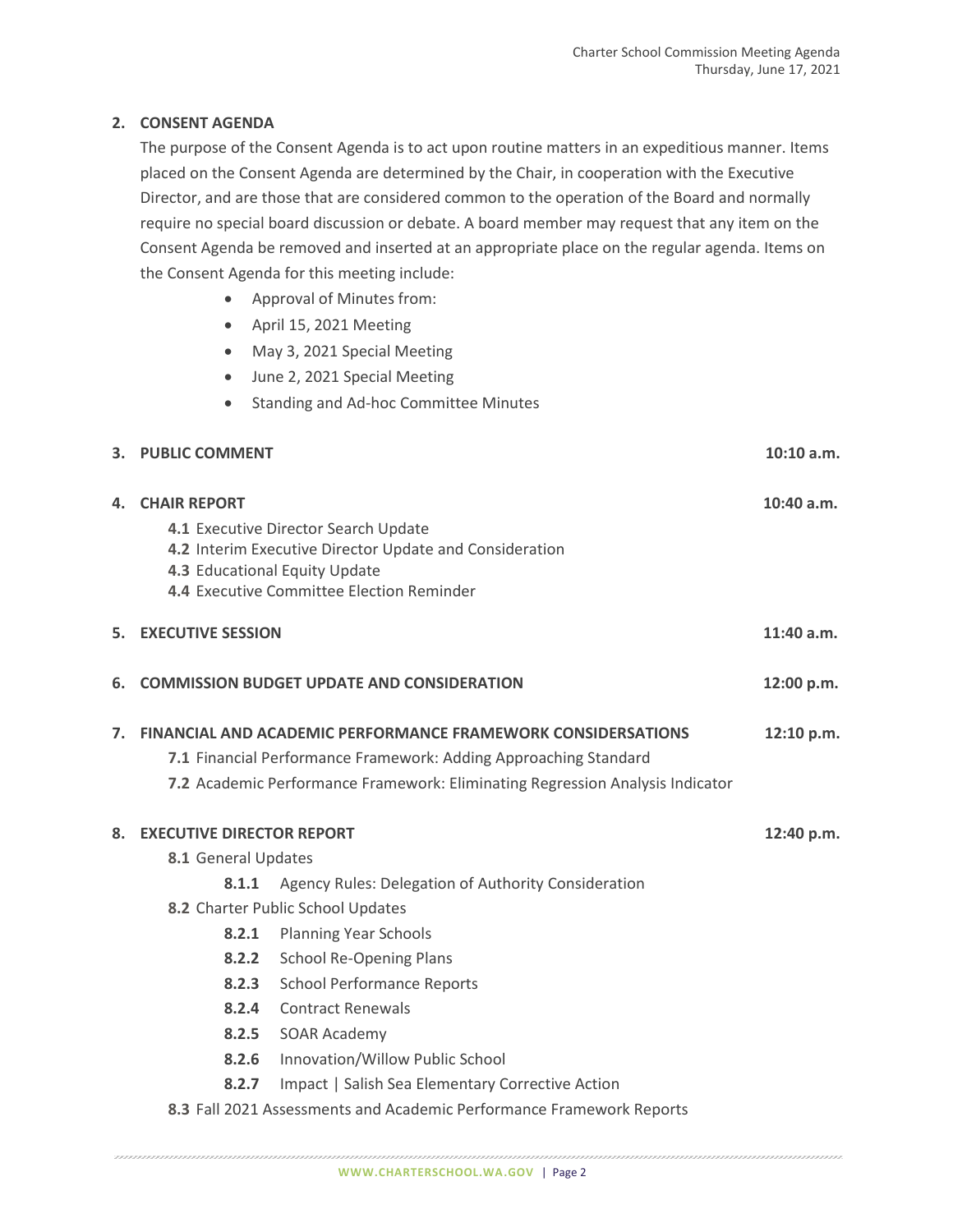## 2. CONSENT AGENDA

The purpose of the Consent Agenda is to act upon routine matters in an expeditious manner. Items placed on the Consent Agenda are determined by the Chair, in cooperation with the Executive Director, and are those that are considered common to the operation of the Board and normally require no special board discussion or debate. A board member may request that any item on the Consent Agenda be removed and inserted at an appropriate place on the regular agenda. Items on the Consent Agenda for this meeting include:

- Approval of Minutes from:
- April 15, 2021 Meeting
- May 3, 2021 Special Meeting
- June 2, 2021 Special Meeting
- Standing and Ad-hoc Committee Minutes

## 3. PUBLIC COMMENT — 10:10 a.m.

## 4. CHAIR REPORT — 10:40 a.m.

- **4.1** Executive Director Search Update
- **4.2** Interim Executive Director Update and Consideration
- **4.3** Educational Equity Update
- **4.4** Executive Committee Election Reminder

## 5. EXECUTIVE SESSION — 11:40 a.m.

## 6. COMMISSION BUDGET UPDATE AND CONSIDERATION — 12:00 p.m.

## 7. FINANCIAL AND ACADEMIC PERFORMANCE FRAMEWORK CONSIDERSATIONS — 12:10 p.m.

- **7.1** Financial Performance Framework: Adding Approaching Standard
- **7.2** Academic Performance Framework: Eliminating Regression Analysis Indicator

## 8. EXECUTIVE DIRECTOR REPORT — 12:40 p.m.

- **8.1** General Updates
  - **8.1.1** Agency Rules: Delegation of Authority Consideration
- **8.2** Charter Public School Updates
  - **8.2.1** Planning Year Schools
  - **8.2.2** School Re-Opening Plans
  - **8.2.3** School Performance Reports
  - **8.2.4** Contract Renewals
  - **8.2.5** SOAR Academy
  - **8.2.6** Innovation/Willow Public School
  - **8.2.7** Impact | Salish Sea Elementary Corrective Action
- **8.3** Fall 2021 Assessments and Academic Performance Framework Reports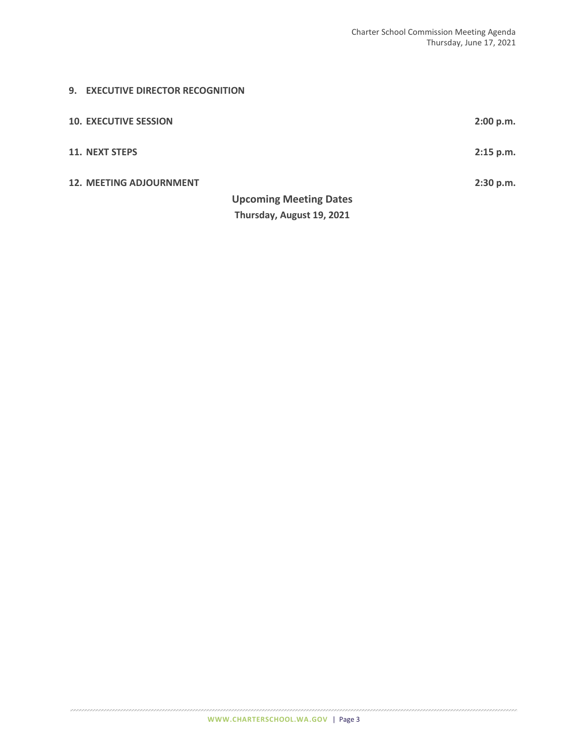**9. EXECUTIVE DIRECTOR RECOGNITION**

**10. EXECUTIVE SESSION** **2:00 p.m.**

**11. NEXT STEPS** **2:15 p.m.**

**12. MEETING ADJOURNMENT** **2:30 p.m.**

**Upcoming Meeting Dates**

**Thursday, August 19, 2021**